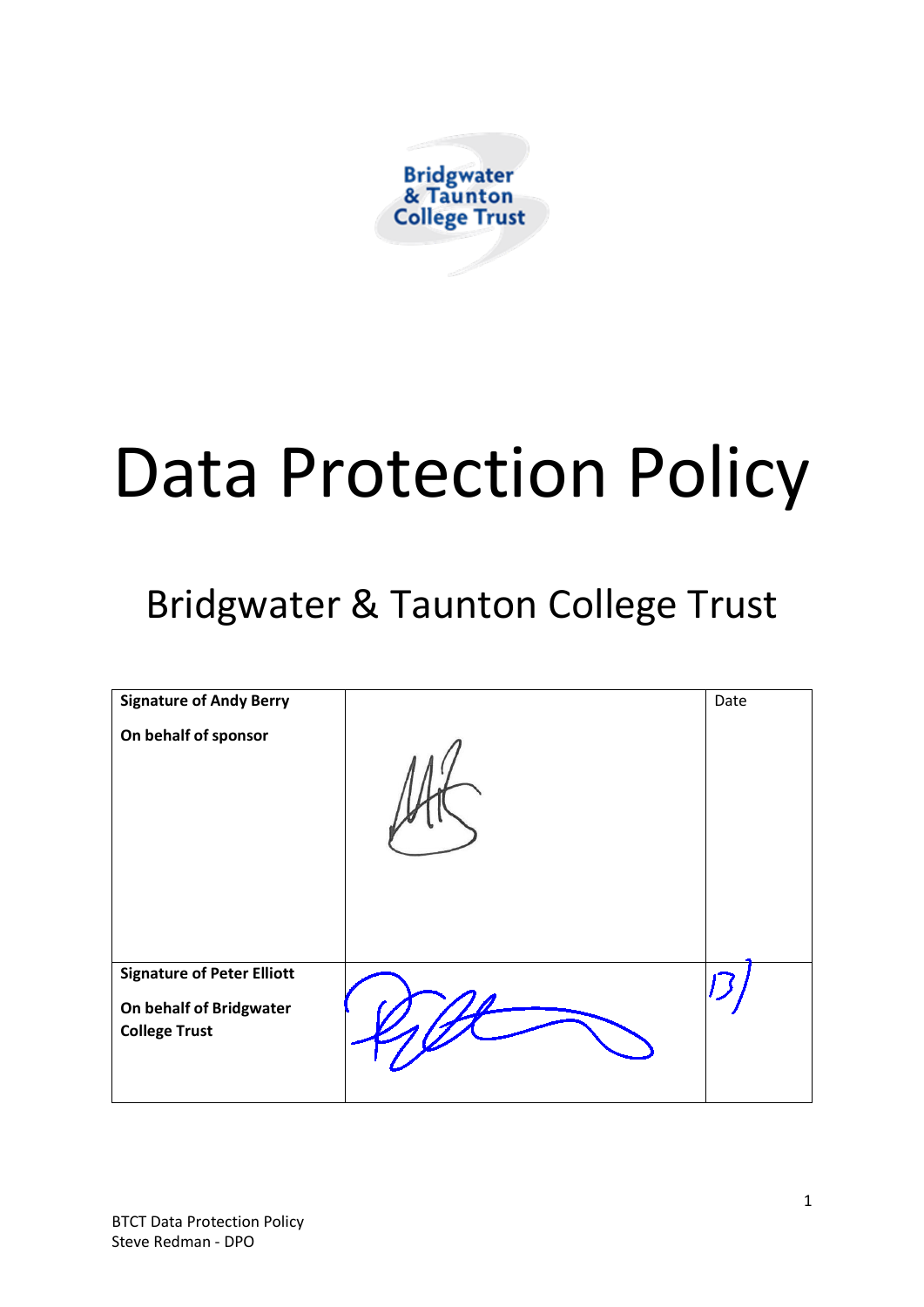Bridgwater & Taunton College Trust

# Data Protection Policy

## Bridgwater & Taunton College Trust

| **Signature of Andy Berry**<br><br>**On behalf of sponsor** | | Date |
|---|---|---|
| **Signature of Peter Elliott**<br><br>**On behalf of Bridgwater College Trust** | | 13/ |

BTCT Data Protection Policy
Steve Redman - DPO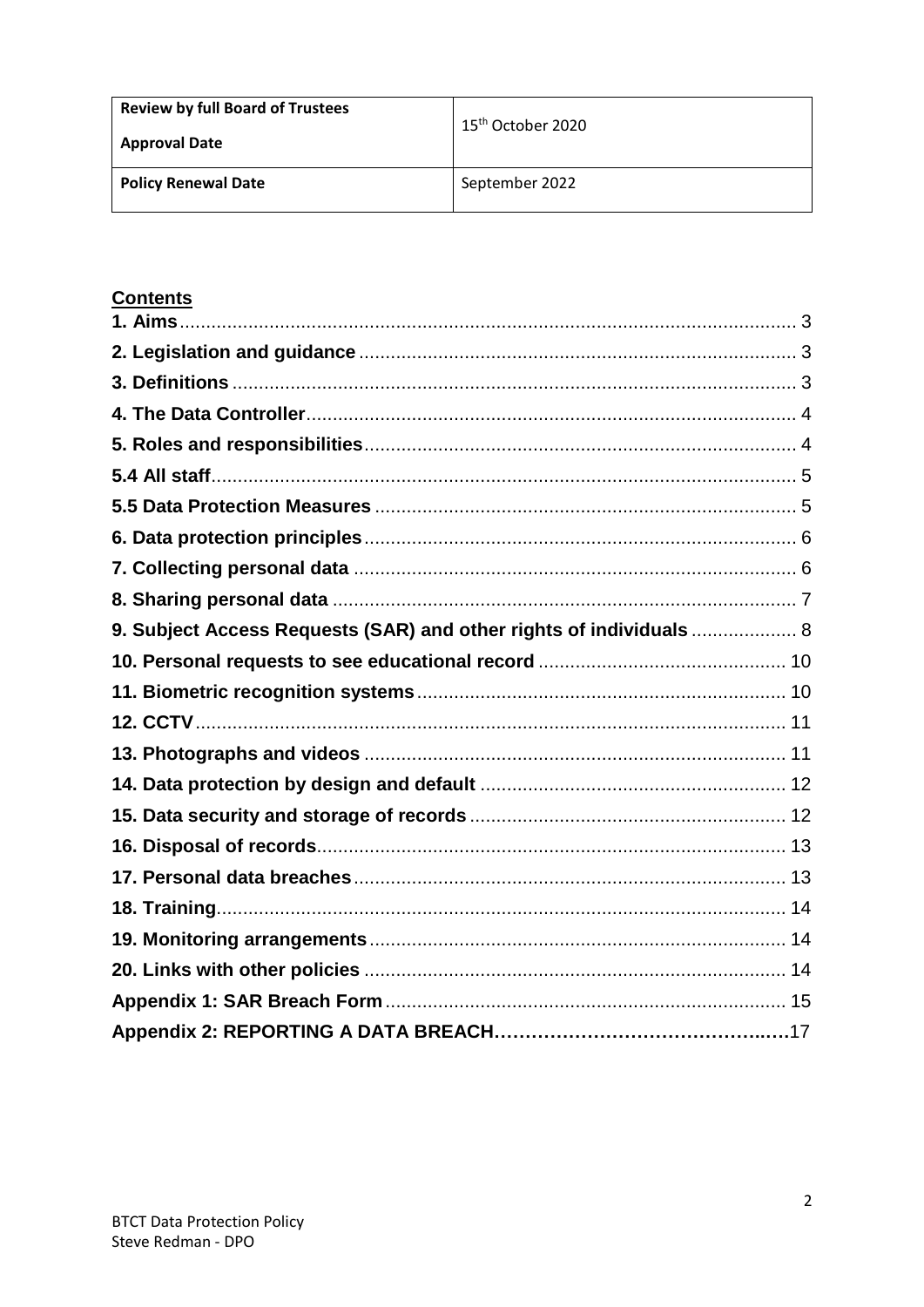| Review by full Board of Trustees<br><br>Approval Date | 15th October 2020 |
|---|---|
| Policy Renewal Date | September 2022 |

## Contents

**1. Aims** .... 3
**2. Legislation and guidance** .... 3
**3. Definitions** .... 3
**4. The Data Controller** .... 4
**5. Roles and responsibilities** .... 4
**5.4 All staff** .... 5
**5.5 Data Protection Measures** .... 5
**6. Data protection principles** .... 6
**7. Collecting personal data** .... 6
**8. Sharing personal data** .... 7
**9. Subject Access Requests (SAR) and other rights of individuals** .... 8
**10. Personal requests to see educational record** .... 10
**11. Biometric recognition systems** .... 10
**12. CCTV** .... 11
**13. Photographs and videos** .... 11
**14. Data protection by design and default** .... 12
**15. Data security and storage of records** .... 12
**16. Disposal of records** .... 13
**17. Personal data breaches** .... 13
**18. Training** .... 14
**19. Monitoring arrangements** .... 14
**20. Links with other policies** .... 14
**Appendix 1: SAR Breach Form** .... 15
**Appendix 2: REPORTING A DATA BREACH** .... 17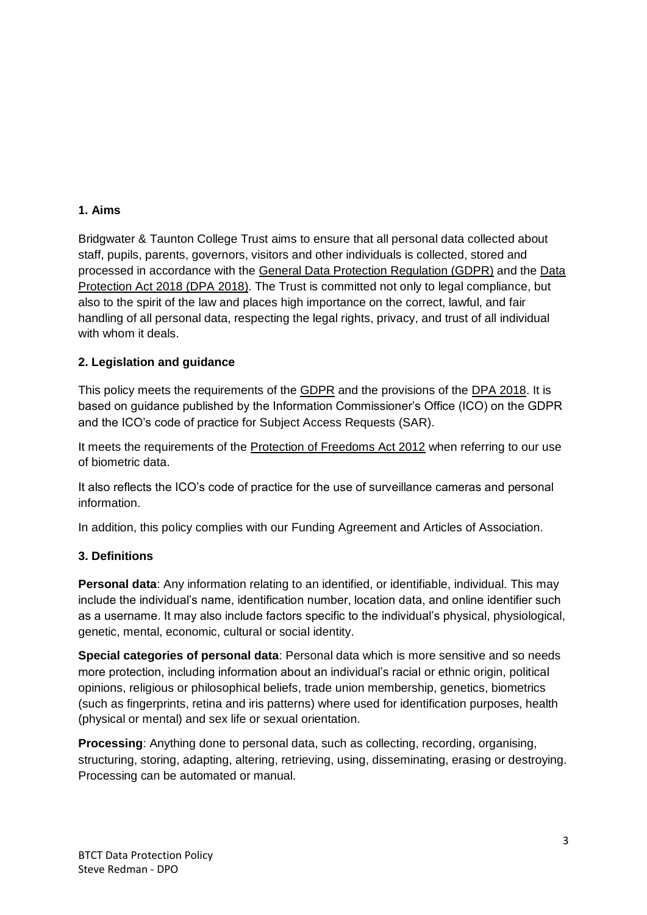## 1. Aims

Bridgwater & Taunton College Trust aims to ensure that all personal data collected about staff, pupils, parents, governors, visitors and other individuals is collected, stored and processed in accordance with the General Data Protection Regulation (GDPR) and the Data Protection Act 2018 (DPA 2018). The Trust is committed not only to legal compliance, but also to the spirit of the law and places high importance on the correct, lawful, and fair handling of all personal data, respecting the legal rights, privacy, and trust of all individual with whom it deals.

## 2. Legislation and guidance

This policy meets the requirements of the GDPR and the provisions of the DPA 2018. It is based on guidance published by the Information Commissioner's Office (ICO) on the GDPR and the ICO's code of practice for Subject Access Requests (SAR).

It meets the requirements of the Protection of Freedoms Act 2012 when referring to our use of biometric data.

It also reflects the ICO's code of practice for the use of surveillance cameras and personal information.

In addition, this policy complies with our Funding Agreement and Articles of Association.

## 3. Definitions

**Personal data**: Any information relating to an identified, or identifiable, individual. This may include the individual's name, identification number, location data, and online identifier such as a username. It may also include factors specific to the individual's physical, physiological, genetic, mental, economic, cultural or social identity.

**Special categories of personal data**: Personal data which is more sensitive and so needs more protection, including information about an individual's racial or ethnic origin, political opinions, religious or philosophical beliefs, trade union membership, genetics, biometrics (such as fingerprints, retina and iris patterns) where used for identification purposes, health (physical or mental) and sex life or sexual orientation.

**Processing**: Anything done to personal data, such as collecting, recording, organising, structuring, storing, adapting, altering, retrieving, using, disseminating, erasing or destroying. Processing can be automated or manual.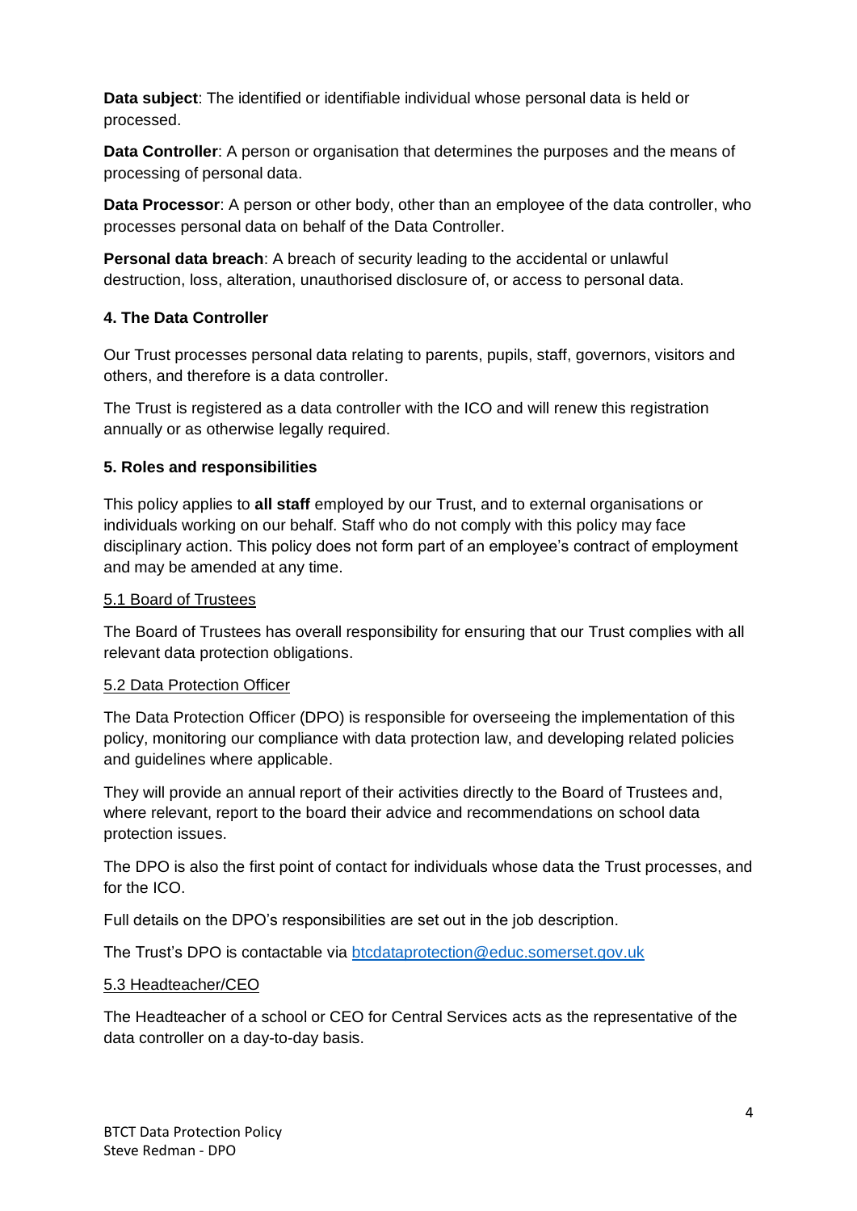**Data subject**: The identified or identifiable individual whose personal data is held or processed.

**Data Controller**: A person or organisation that determines the purposes and the means of processing of personal data.

**Data Processor**: A person or other body, other than an employee of the data controller, who processes personal data on behalf of the Data Controller.

**Personal data breach**: A breach of security leading to the accidental or unlawful destruction, loss, alteration, unauthorised disclosure of, or access to personal data.

### 4. The Data Controller

Our Trust processes personal data relating to parents, pupils, staff, governors, visitors and others, and therefore is a data controller.

The Trust is registered as a data controller with the ICO and will renew this registration annually or as otherwise legally required.

### 5. Roles and responsibilities

This policy applies to **all staff** employed by our Trust, and to external organisations or individuals working on our behalf. Staff who do not comply with this policy may face disciplinary action. This policy does not form part of an employee's contract of employment and may be amended at any time.

#### 5.1 Board of Trustees

The Board of Trustees has overall responsibility for ensuring that our Trust complies with all relevant data protection obligations.

#### 5.2 Data Protection Officer

The Data Protection Officer (DPO) is responsible for overseeing the implementation of this policy, monitoring our compliance with data protection law, and developing related policies and guidelines where applicable.

They will provide an annual report of their activities directly to the Board of Trustees and, where relevant, report to the board their advice and recommendations on school data protection issues.

The DPO is also the first point of contact for individuals whose data the Trust processes, and for the ICO.

Full details on the DPO's responsibilities are set out in the job description.

The Trust's DPO is contactable via btcdataprotection@educ.somerset.gov.uk

#### 5.3 Headteacher/CEO

The Headteacher of a school or CEO for Central Services acts as the representative of the data controller on a day-to-day basis.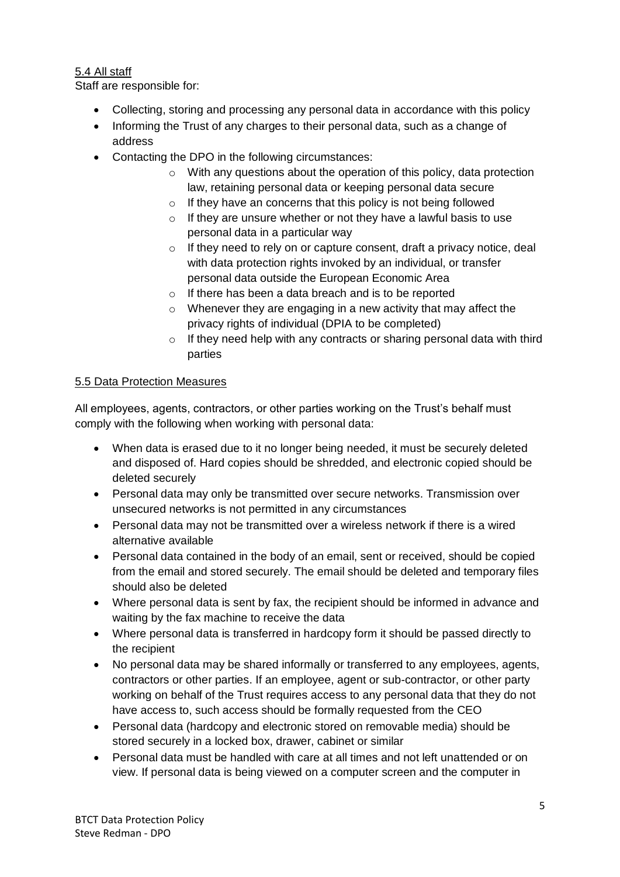<u>5.4 All staff</u>

Staff are responsible for:

- Collecting, storing and processing any personal data in accordance with this policy
- Informing the Trust of any charges to their personal data, such as a change of address
- Contacting the DPO in the following circumstances:
    - With any questions about the operation of this policy, data protection law, retaining personal data or keeping personal data secure
    - If they have an concerns that this policy is not being followed
    - If they are unsure whether or not they have a lawful basis to use personal data in a particular way
    - If they need to rely on or capture consent, draft a privacy notice, deal with data protection rights invoked by an individual, or transfer personal data outside the European Economic Area
    - If there has been a data breach and is to be reported
    - Whenever they are engaging in a new activity that may affect the privacy rights of individual (DPIA to be completed)
    - If they need help with any contracts or sharing personal data with third parties

<u>5.5 Data Protection Measures</u>

All employees, agents, contractors, or other parties working on the Trust's behalf must comply with the following when working with personal data:

- When data is erased due to it no longer being needed, it must be securely deleted and disposed of. Hard copies should be shredded, and electronic copied should be deleted securely
- Personal data may only be transmitted over secure networks. Transmission over unsecured networks is not permitted in any circumstances
- Personal data may not be transmitted over a wireless network if there is a wired alternative available
- Personal data contained in the body of an email, sent or received, should be copied from the email and stored securely. The email should be deleted and temporary files should also be deleted
- Where personal data is sent by fax, the recipient should be informed in advance and waiting by the fax machine to receive the data
- Where personal data is transferred in hardcopy form it should be passed directly to the recipient
- No personal data may be shared informally or transferred to any employees, agents, contractors or other parties. If an employee, agent or sub-contractor, or other party working on behalf of the Trust requires access to any personal data that they do not have access to, such access should be formally requested from the CEO
- Personal data (hardcopy and electronic stored on removable media) should be stored securely in a locked box, drawer, cabinet or similar
- Personal data must be handled with care at all times and not left unattended or on view. If personal data is being viewed on a computer screen and the computer in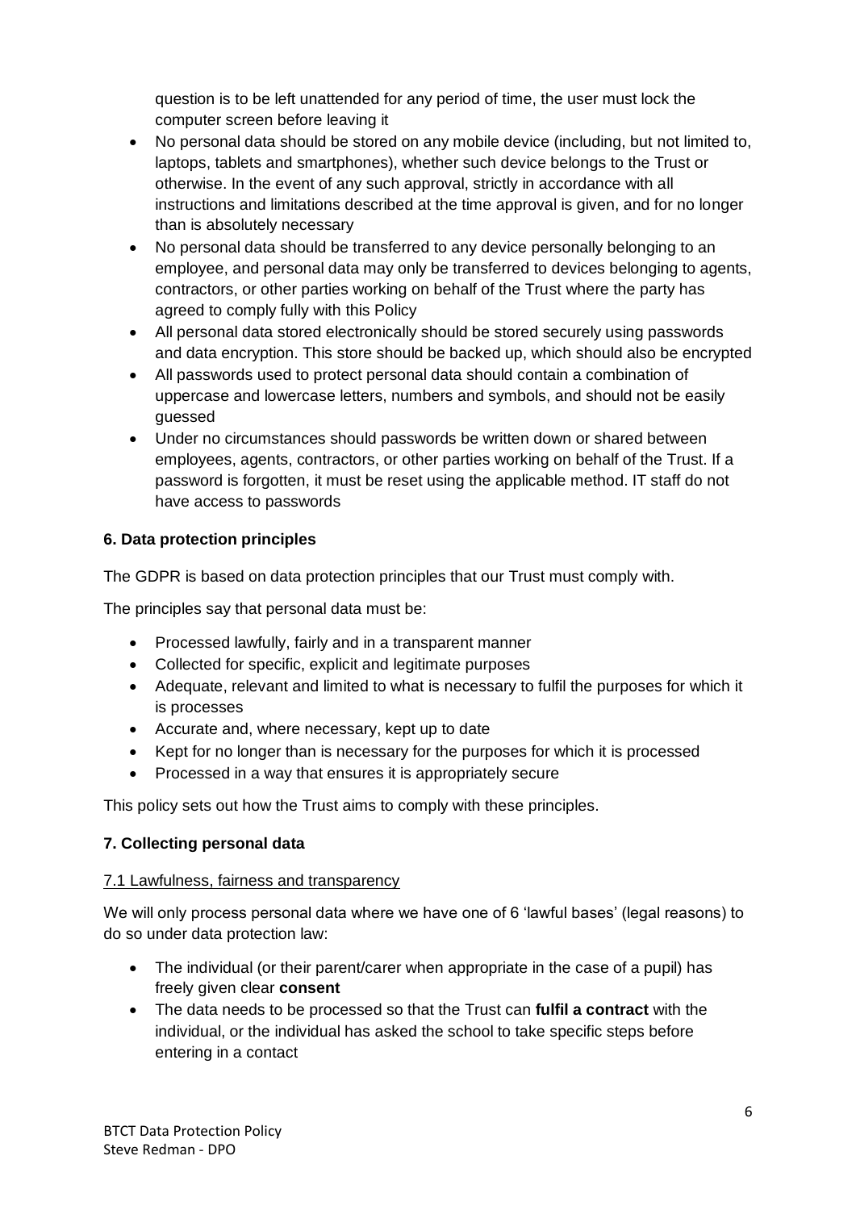question is to be left unattended for any period of time, the user must lock the computer screen before leaving it

- No personal data should be stored on any mobile device (including, but not limited to, laptops, tablets and smartphones), whether such device belongs to the Trust or otherwise. In the event of any such approval, strictly in accordance with all instructions and limitations described at the time approval is given, and for no longer than is absolutely necessary
- No personal data should be transferred to any device personally belonging to an employee, and personal data may only be transferred to devices belonging to agents, contractors, or other parties working on behalf of the Trust where the party has agreed to comply fully with this Policy
- All personal data stored electronically should be stored securely using passwords and data encryption. This store should be backed up, which should also be encrypted
- All passwords used to protect personal data should contain a combination of uppercase and lowercase letters, numbers and symbols, and should not be easily guessed
- Under no circumstances should passwords be written down or shared between employees, agents, contractors, or other parties working on behalf of the Trust. If a password is forgotten, it must be reset using the applicable method. IT staff do not have access to passwords

**6. Data protection principles**

The GDPR is based on data protection principles that our Trust must comply with.

The principles say that personal data must be:

- Processed lawfully, fairly and in a transparent manner
- Collected for specific, explicit and legitimate purposes
- Adequate, relevant and limited to what is necessary to fulfil the purposes for which it is processes
- Accurate and, where necessary, kept up to date
- Kept for no longer than is necessary for the purposes for which it is processed
- Processed in a way that ensures it is appropriately secure

This policy sets out how the Trust aims to comply with these principles.

**7. Collecting personal data**

7.1 Lawfulness, fairness and transparency

We will only process personal data where we have one of 6 'lawful bases' (legal reasons) to do so under data protection law:

- The individual (or their parent/carer when appropriate in the case of a pupil) has freely given clear **consent**
- The data needs to be processed so that the Trust can **fulfil a contract** with the individual, or the individual has asked the school to take specific steps before entering in a contact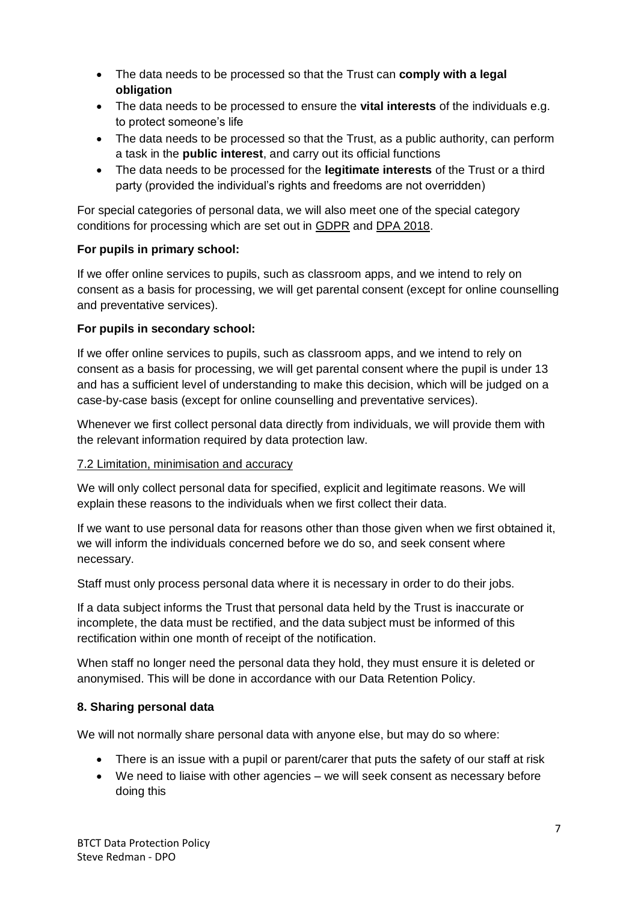- The data needs to be processed so that the Trust can **comply with a legal obligation**
- The data needs to be processed to ensure the **vital interests** of the individuals e.g. to protect someone's life
- The data needs to be processed so that the Trust, as a public authority, can perform a task in the **public interest**, and carry out its official functions
- The data needs to be processed for the **legitimate interests** of the Trust or a third party (provided the individual's rights and freedoms are not overridden)

For special categories of personal data, we will also meet one of the special category conditions for processing which are set out in GDPR and DPA 2018.

**For pupils in primary school:**

If we offer online services to pupils, such as classroom apps, and we intend to rely on consent as a basis for processing, we will get parental consent (except for online counselling and preventative services).

**For pupils in secondary school:**

If we offer online services to pupils, such as classroom apps, and we intend to rely on consent as a basis for processing, we will get parental consent where the pupil is under 13 and has a sufficient level of understanding to make this decision, which will be judged on a case-by-case basis (except for online counselling and preventative services).

Whenever we first collect personal data directly from individuals, we will provide them with the relevant information required by data protection law.

### 7.2 Limitation, minimisation and accuracy

We will only collect personal data for specified, explicit and legitimate reasons. We will explain these reasons to the individuals when we first collect their data.

If we want to use personal data for reasons other than those given when we first obtained it, we will inform the individuals concerned before we do so, and seek consent where necessary.

Staff must only process personal data where it is necessary in order to do their jobs.

If a data subject informs the Trust that personal data held by the Trust is inaccurate or incomplete, the data must be rectified, and the data subject must be informed of this rectification within one month of receipt of the notification.

When staff no longer need the personal data they hold, they must ensure it is deleted or anonymised. This will be done in accordance with our Data Retention Policy.

## 8. Sharing personal data

We will not normally share personal data with anyone else, but may do so where:

- There is an issue with a pupil or parent/carer that puts the safety of our staff at risk
- We need to liaise with other agencies – we will seek consent as necessary before doing this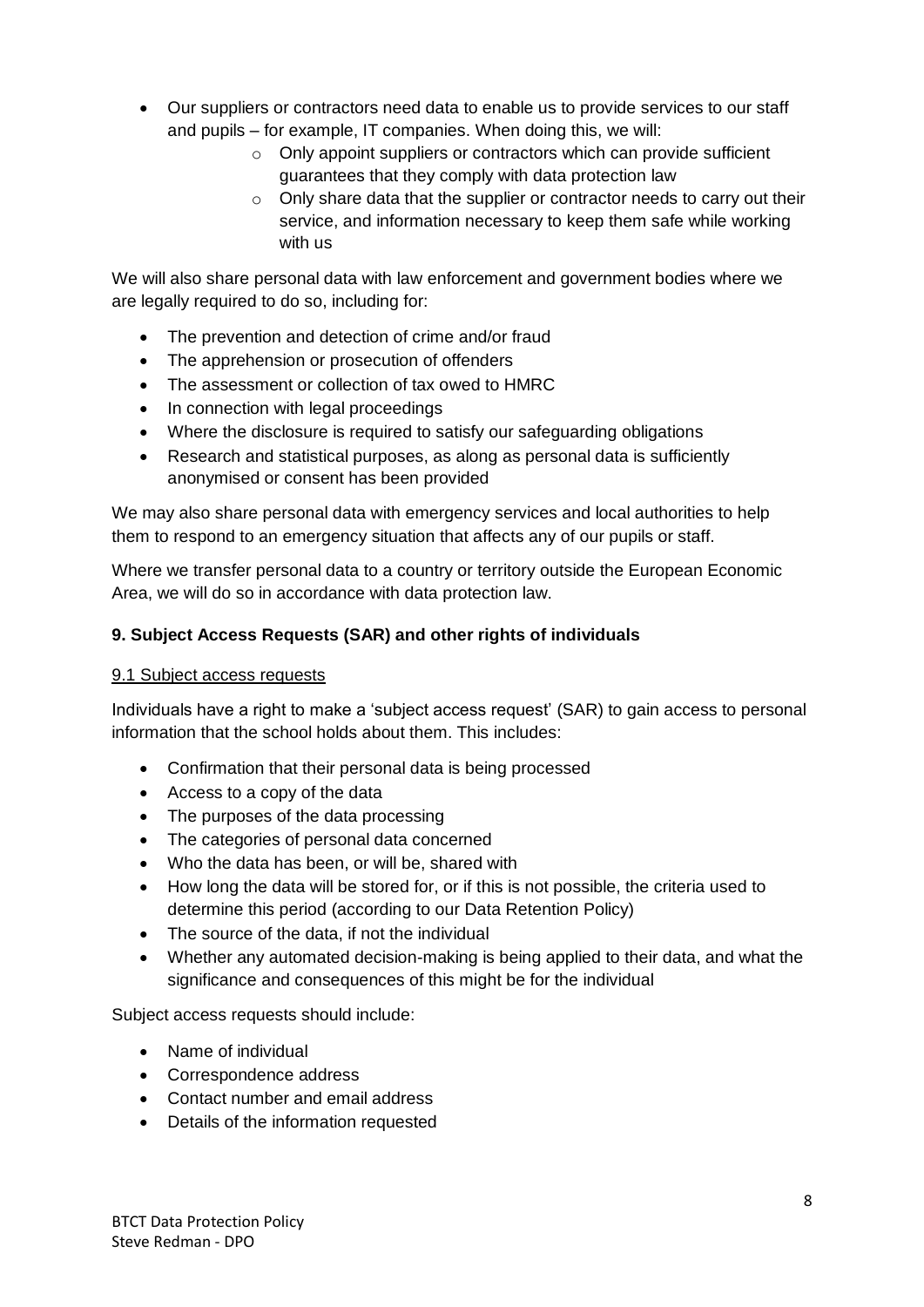- Our suppliers or contractors need data to enable us to provide services to our staff and pupils – for example, IT companies. When doing this, we will:
    - Only appoint suppliers or contractors which can provide sufficient guarantees that they comply with data protection law
    - Only share data that the supplier or contractor needs to carry out their service, and information necessary to keep them safe while working with us

We will also share personal data with law enforcement and government bodies where we are legally required to do so, including for:

- The prevention and detection of crime and/or fraud
- The apprehension or prosecution of offenders
- The assessment or collection of tax owed to HMRC
- In connection with legal proceedings
- Where the disclosure is required to satisfy our safeguarding obligations
- Research and statistical purposes, as along as personal data is sufficiently anonymised or consent has been provided

We may also share personal data with emergency services and local authorities to help them to respond to an emergency situation that affects any of our pupils or staff.

Where we transfer personal data to a country or territory outside the European Economic Area, we will do so in accordance with data protection law.

## 9. Subject Access Requests (SAR) and other rights of individuals

### 9.1 Subject access requests

Individuals have a right to make a 'subject access request' (SAR) to gain access to personal information that the school holds about them. This includes:

- Confirmation that their personal data is being processed
- Access to a copy of the data
- The purposes of the data processing
- The categories of personal data concerned
- Who the data has been, or will be, shared with
- How long the data will be stored for, or if this is not possible, the criteria used to determine this period (according to our Data Retention Policy)
- The source of the data, if not the individual
- Whether any automated decision-making is being applied to their data, and what the significance and consequences of this might be for the individual

Subject access requests should include:

- Name of individual
- Correspondence address
- Contact number and email address
- Details of the information requested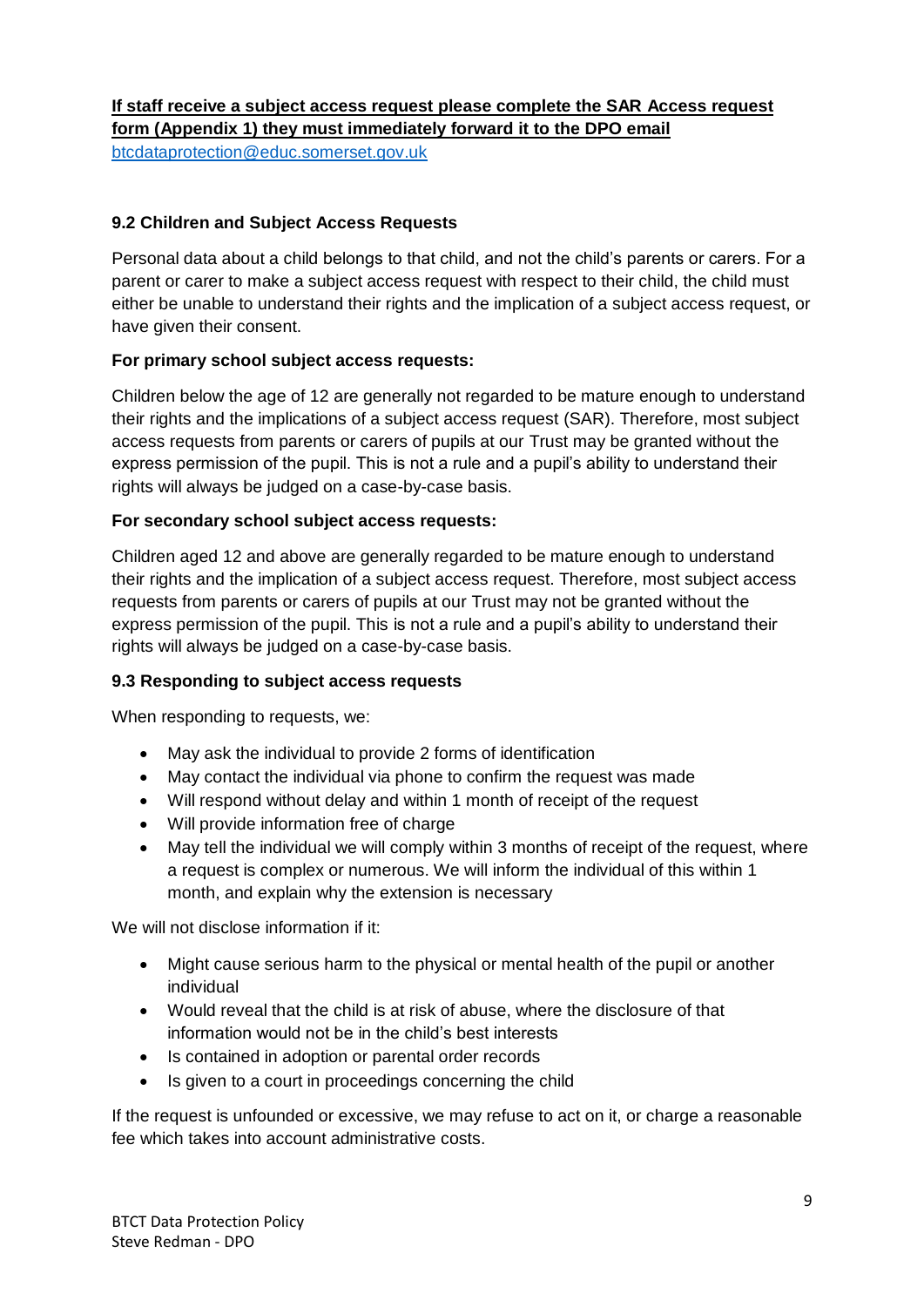**If staff receive a subject access request please complete the SAR Access request form (Appendix 1) they must immediately forward it to the DPO email** btcdataprotection@educ.somerset.gov.uk

### 9.2 Children and Subject Access Requests

Personal data about a child belongs to that child, and not the child's parents or carers. For a parent or carer to make a subject access request with respect to their child, the child must either be unable to understand their rights and the implication of a subject access request, or have given their consent.

**For primary school subject access requests:**

Children below the age of 12 are generally not regarded to be mature enough to understand their rights and the implications of a subject access request (SAR). Therefore, most subject access requests from parents or carers of pupils at our Trust may be granted without the express permission of the pupil. This is not a rule and a pupil's ability to understand their rights will always be judged on a case-by-case basis.

**For secondary school subject access requests:**

Children aged 12 and above are generally regarded to be mature enough to understand their rights and the implication of a subject access request. Therefore, most subject access requests from parents or carers of pupils at our Trust may not be granted without the express permission of the pupil. This is not a rule and a pupil's ability to understand their rights will always be judged on a case-by-case basis.

### 9.3 Responding to subject access requests

When responding to requests, we:

- May ask the individual to provide 2 forms of identification
- May contact the individual via phone to confirm the request was made
- Will respond without delay and within 1 month of receipt of the request
- Will provide information free of charge
- May tell the individual we will comply within 3 months of receipt of the request, where a request is complex or numerous. We will inform the individual of this within 1 month, and explain why the extension is necessary

We will not disclose information if it:

- Might cause serious harm to the physical or mental health of the pupil or another individual
- Would reveal that the child is at risk of abuse, where the disclosure of that information would not be in the child's best interests
- Is contained in adoption or parental order records
- Is given to a court in proceedings concerning the child

If the request is unfounded or excessive, we may refuse to act on it, or charge a reasonable fee which takes into account administrative costs.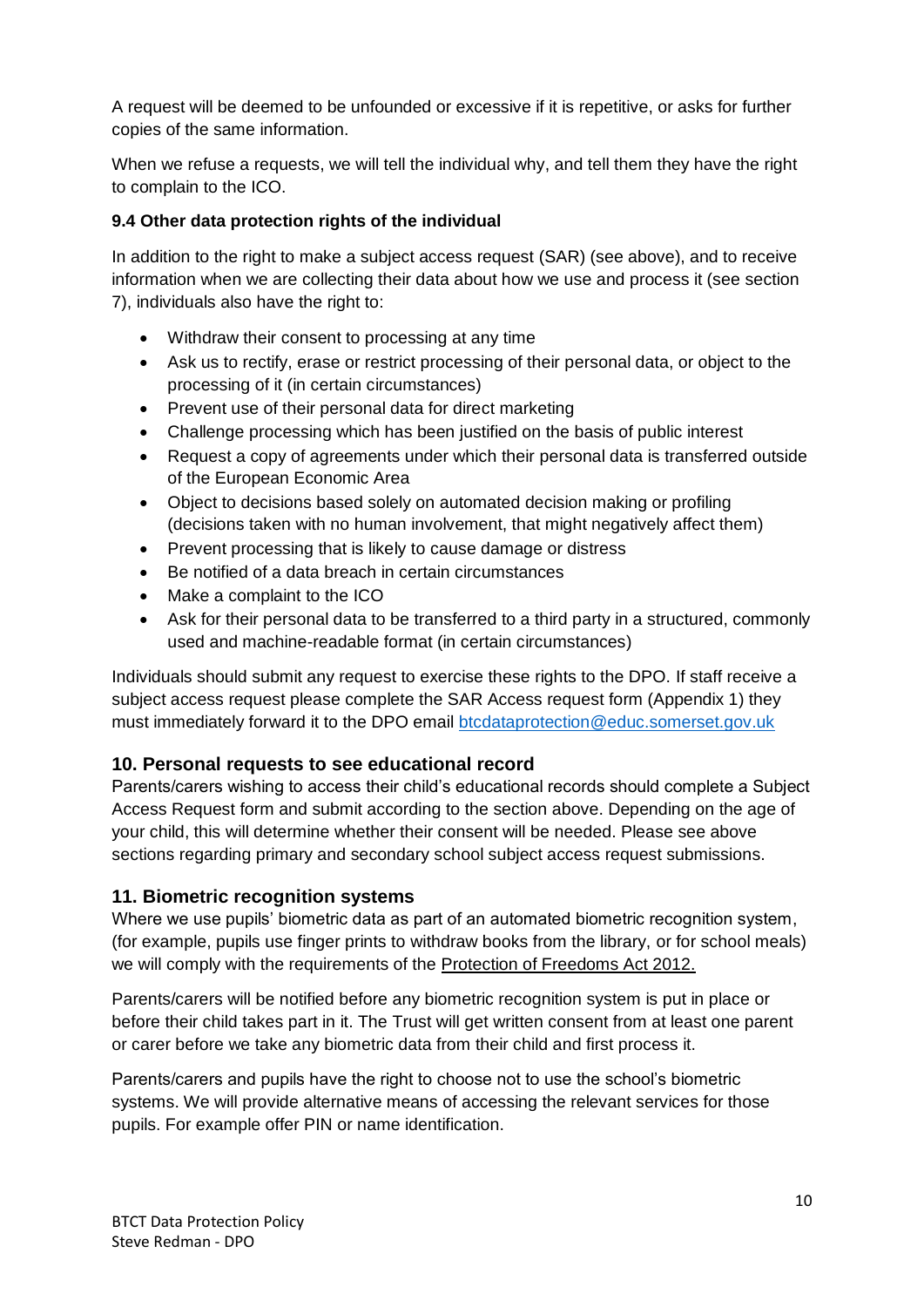A request will be deemed to be unfounded or excessive if it is repetitive, or asks for further copies of the same information.

When we refuse a requests, we will tell the individual why, and tell them they have the right to complain to the ICO.

### 9.4 Other data protection rights of the individual

In addition to the right to make a subject access request (SAR) (see above), and to receive information when we are collecting their data about how we use and process it (see section 7), individuals also have the right to:

- Withdraw their consent to processing at any time
- Ask us to rectify, erase or restrict processing of their personal data, or object to the processing of it (in certain circumstances)
- Prevent use of their personal data for direct marketing
- Challenge processing which has been justified on the basis of public interest
- Request a copy of agreements under which their personal data is transferred outside of the European Economic Area
- Object to decisions based solely on automated decision making or profiling (decisions taken with no human involvement, that might negatively affect them)
- Prevent processing that is likely to cause damage or distress
- Be notified of a data breach in certain circumstances
- Make a complaint to the ICO
- Ask for their personal data to be transferred to a third party in a structured, commonly used and machine-readable format (in certain circumstances)

Individuals should submit any request to exercise these rights to the DPO. If staff receive a subject access request please complete the SAR Access request form (Appendix 1) they must immediately forward it to the DPO email btcdataprotection@educ.somerset.gov.uk

## 10. Personal requests to see educational record

Parents/carers wishing to access their child's educational records should complete a Subject Access Request form and submit according to the section above. Depending on the age of your child, this will determine whether their consent will be needed. Please see above sections regarding primary and secondary school subject access request submissions.

## 11. Biometric recognition systems

Where we use pupils' biometric data as part of an automated biometric recognition system, (for example, pupils use finger prints to withdraw books from the library, or for school meals) we will comply with the requirements of the Protection of Freedoms Act 2012.

Parents/carers will be notified before any biometric recognition system is put in place or before their child takes part in it. The Trust will get written consent from at least one parent or carer before we take any biometric data from their child and first process it.

Parents/carers and pupils have the right to choose not to use the school's biometric systems. We will provide alternative means of accessing the relevant services for those pupils. For example offer PIN or name identification.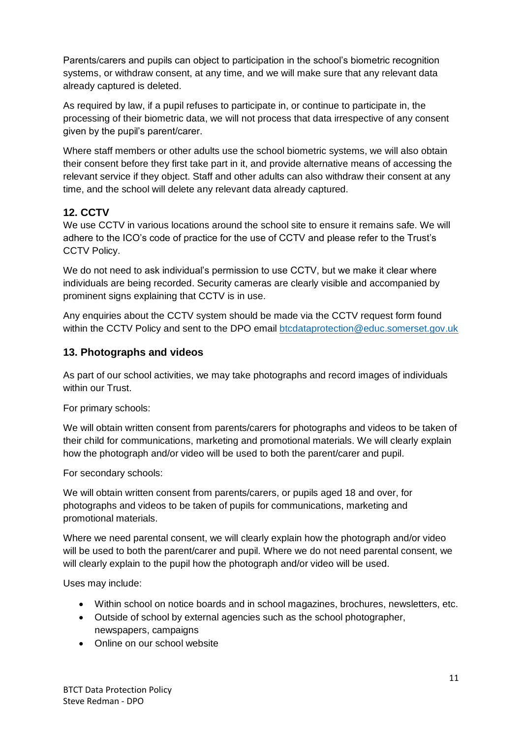Parents/carers and pupils can object to participation in the school's biometric recognition systems, or withdraw consent, at any time, and we will make sure that any relevant data already captured is deleted.

As required by law, if a pupil refuses to participate in, or continue to participate in, the processing of their biometric data, we will not process that data irrespective of any consent given by the pupil's parent/carer.

Where staff members or other adults use the school biometric systems, we will also obtain their consent before they first take part in it, and provide alternative means of accessing the relevant service if they object. Staff and other adults can also withdraw their consent at any time, and the school will delete any relevant data already captured.

## 12. CCTV

We use CCTV in various locations around the school site to ensure it remains safe. We will adhere to the ICO's code of practice for the use of CCTV and please refer to the Trust's CCTV Policy.

We do not need to ask individual's permission to use CCTV, but we make it clear where individuals are being recorded. Security cameras are clearly visible and accompanied by prominent signs explaining that CCTV is in use.

Any enquiries about the CCTV system should be made via the CCTV request form found within the CCTV Policy and sent to the DPO email btcdataprotection@educ.somerset.gov.uk

## 13. Photographs and videos

As part of our school activities, we may take photographs and record images of individuals within our Trust.

For primary schools:

We will obtain written consent from parents/carers for photographs and videos to be taken of their child for communications, marketing and promotional materials. We will clearly explain how the photograph and/or video will be used to both the parent/carer and pupil.

For secondary schools:

We will obtain written consent from parents/carers, or pupils aged 18 and over, for photographs and videos to be taken of pupils for communications, marketing and promotional materials.

Where we need parental consent, we will clearly explain how the photograph and/or video will be used to both the parent/carer and pupil. Where we do not need parental consent, we will clearly explain to the pupil how the photograph and/or video will be used.

Uses may include:

- Within school on notice boards and in school magazines, brochures, newsletters, etc.
- Outside of school by external agencies such as the school photographer, newspapers, campaigns
- Online on our school website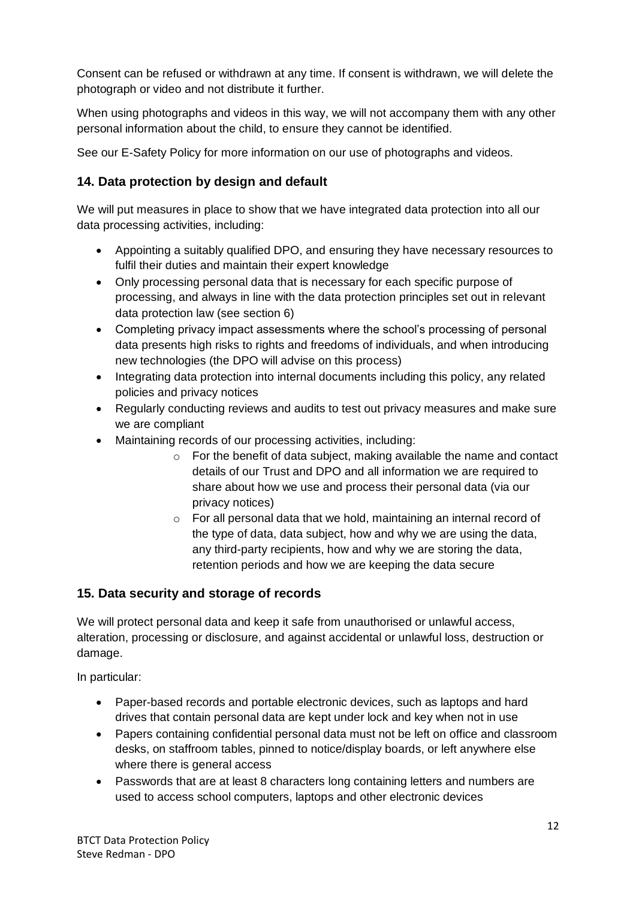Consent can be refused or withdrawn at any time. If consent is withdrawn, we will delete the photograph or video and not distribute it further.

When using photographs and videos in this way, we will not accompany them with any other personal information about the child, to ensure they cannot be identified.

See our E-Safety Policy for more information on our use of photographs and videos.

## 14. Data protection by design and default

We will put measures in place to show that we have integrated data protection into all our data processing activities, including:

- Appointing a suitably qualified DPO, and ensuring they have necessary resources to fulfil their duties and maintain their expert knowledge
- Only processing personal data that is necessary for each specific purpose of processing, and always in line with the data protection principles set out in relevant data protection law (see section 6)
- Completing privacy impact assessments where the school's processing of personal data presents high risks to rights and freedoms of individuals, and when introducing new technologies (the DPO will advise on this process)
- Integrating data protection into internal documents including this policy, any related policies and privacy notices
- Regularly conducting reviews and audits to test out privacy measures and make sure we are compliant
- Maintaining records of our processing activities, including:
    - For the benefit of data subject, making available the name and contact details of our Trust and DPO and all information we are required to share about how we use and process their personal data (via our privacy notices)
    - For all personal data that we hold, maintaining an internal record of the type of data, data subject, how and why we are using the data, any third-party recipients, how and why we are storing the data, retention periods and how we are keeping the data secure

## 15. Data security and storage of records

We will protect personal data and keep it safe from unauthorised or unlawful access, alteration, processing or disclosure, and against accidental or unlawful loss, destruction or damage.

In particular:

- Paper-based records and portable electronic devices, such as laptops and hard drives that contain personal data are kept under lock and key when not in use
- Papers containing confidential personal data must not be left on office and classroom desks, on staffroom tables, pinned to notice/display boards, or left anywhere else where there is general access
- Passwords that are at least 8 characters long containing letters and numbers are used to access school computers, laptops and other electronic devices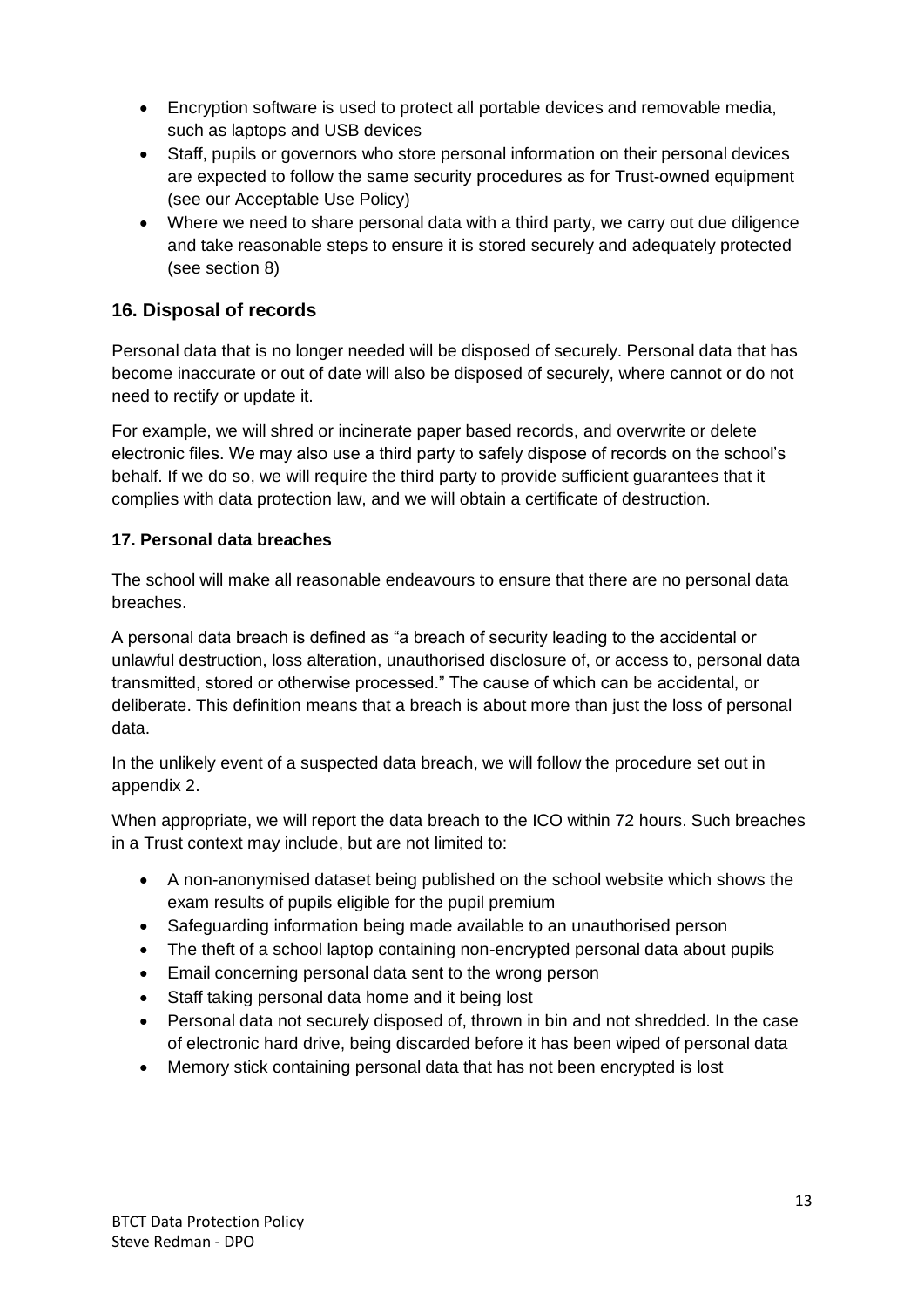- Encryption software is used to protect all portable devices and removable media, such as laptops and USB devices
- Staff, pupils or governors who store personal information on their personal devices are expected to follow the same security procedures as for Trust-owned equipment (see our Acceptable Use Policy)
- Where we need to share personal data with a third party, we carry out due diligence and take reasonable steps to ensure it is stored securely and adequately protected (see section 8)

## 16. Disposal of records

Personal data that is no longer needed will be disposed of securely. Personal data that has become inaccurate or out of date will also be disposed of securely, where cannot or do not need to rectify or update it.

For example, we will shred or incinerate paper based records, and overwrite or delete electronic files. We may also use a third party to safely dispose of records on the school's behalf. If we do so, we will require the third party to provide sufficient guarantees that it complies with data protection law, and we will obtain a certificate of destruction.

**17. Personal data breaches**

The school will make all reasonable endeavours to ensure that there are no personal data breaches.

A personal data breach is defined as "a breach of security leading to the accidental or unlawful destruction, loss alteration, unauthorised disclosure of, or access to, personal data transmitted, stored or otherwise processed." The cause of which can be accidental, or deliberate. This definition means that a breach is about more than just the loss of personal data.

In the unlikely event of a suspected data breach, we will follow the procedure set out in appendix 2.

When appropriate, we will report the data breach to the ICO within 72 hours. Such breaches in a Trust context may include, but are not limited to:

- A non-anonymised dataset being published on the school website which shows the exam results of pupils eligible for the pupil premium
- Safeguarding information being made available to an unauthorised person
- The theft of a school laptop containing non-encrypted personal data about pupils
- Email concerning personal data sent to the wrong person
- Staff taking personal data home and it being lost
- Personal data not securely disposed of, thrown in bin and not shredded. In the case of electronic hard drive, being discarded before it has been wiped of personal data
- Memory stick containing personal data that has not been encrypted is lost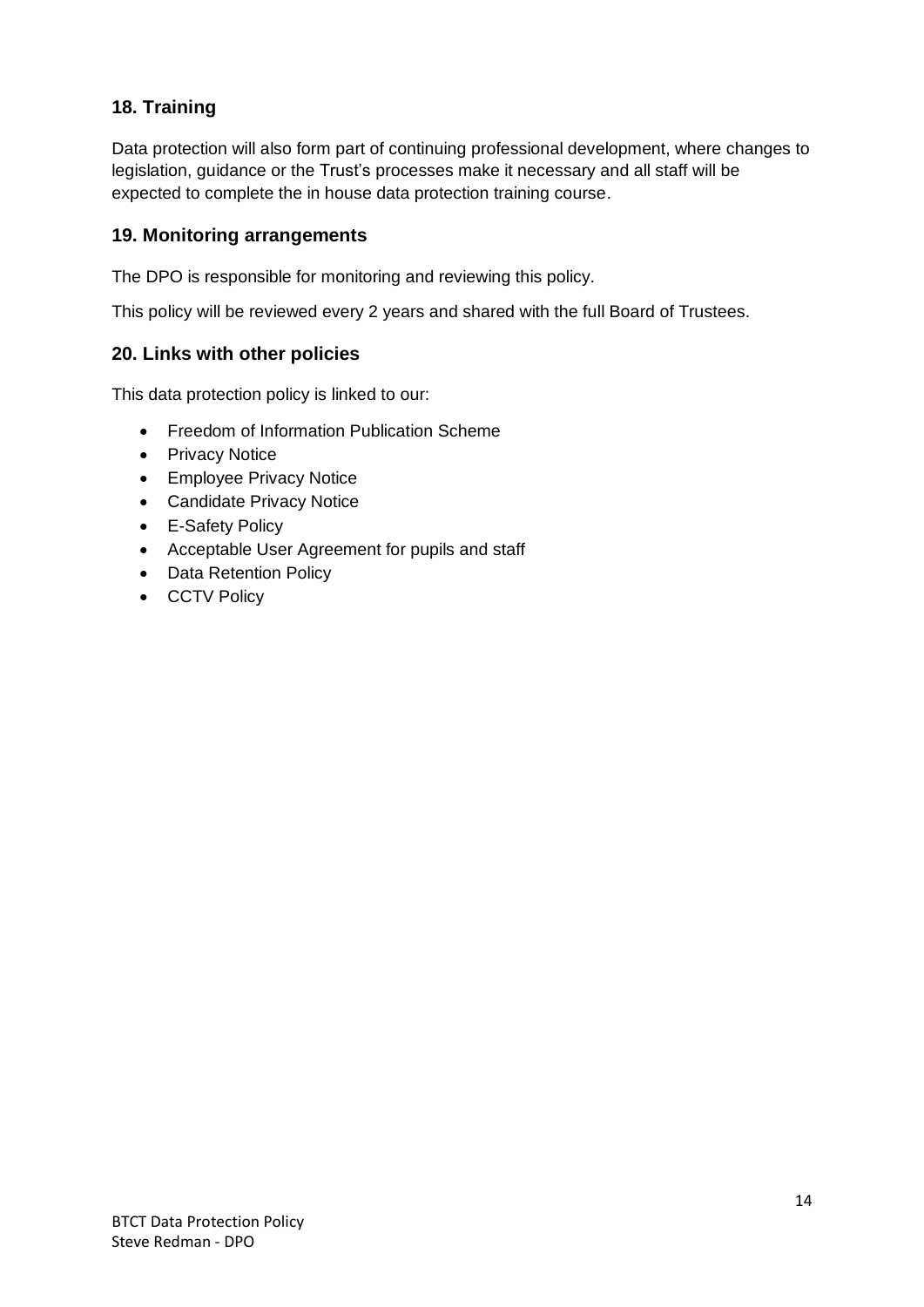## 18. Training

Data protection will also form part of continuing professional development, where changes to legislation, guidance or the Trust's processes make it necessary and all staff will be expected to complete the in house data protection training course.

## 19. Monitoring arrangements

The DPO is responsible for monitoring and reviewing this policy.

This policy will be reviewed every 2 years and shared with the full Board of Trustees.

## 20. Links with other policies

This data protection policy is linked to our:

- Freedom of Information Publication Scheme
- Privacy Notice
- Employee Privacy Notice
- Candidate Privacy Notice
- E-Safety Policy
- Acceptable User Agreement for pupils and staff
- Data Retention Policy
- CCTV Policy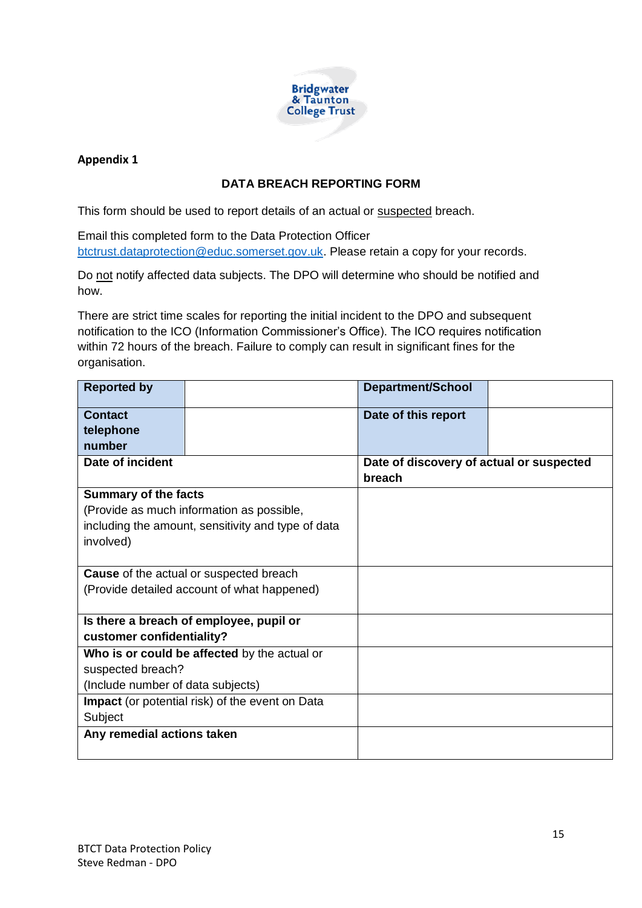Bridgewater & Taunton College Trust

**Appendix 1**

## DATA BREACH REPORTING FORM

This form should be used to report details of an actual or <u>suspected</u> breach.

Email this completed form to the Data Protection Officer btctrust.dataprotection@educ.somerset.gov.uk. Please retain a copy for your records.

Do <u>not</u> notify affected data subjects. The DPO will determine who should be notified and how.

There are strict time scales for reporting the initial incident to the DPO and subsequent notification to the ICO (Information Commissioner's Office). The ICO requires notification within 72 hours of the breach. Failure to comply can result in significant fines for the organisation.

| **Reported by** | | **Department/School** | |
|---|---|---|---|
| **Contact telephone number** | | **Date of this report** | |
| **Date of incident** | | **Date of discovery of actual or suspected breach** | |
| **Summary of the facts** (Provide as much information as possible, including the amount, sensitivity and type of data involved) | | | |
| **Cause** of the actual or suspected breach (Provide detailed account of what happened) | | | |
| **Is there a breach of employee, pupil or customer confidentiality?** | | | |
| **Who is or could be affected** by the actual or suspected breach? (Include number of data subjects) | | | |
| **Impact** (or potential risk) of the event on Data Subject | | | |
| **Any remedial actions taken** | | | |

BTCT Data Protection Policy
Steve Redman - DPO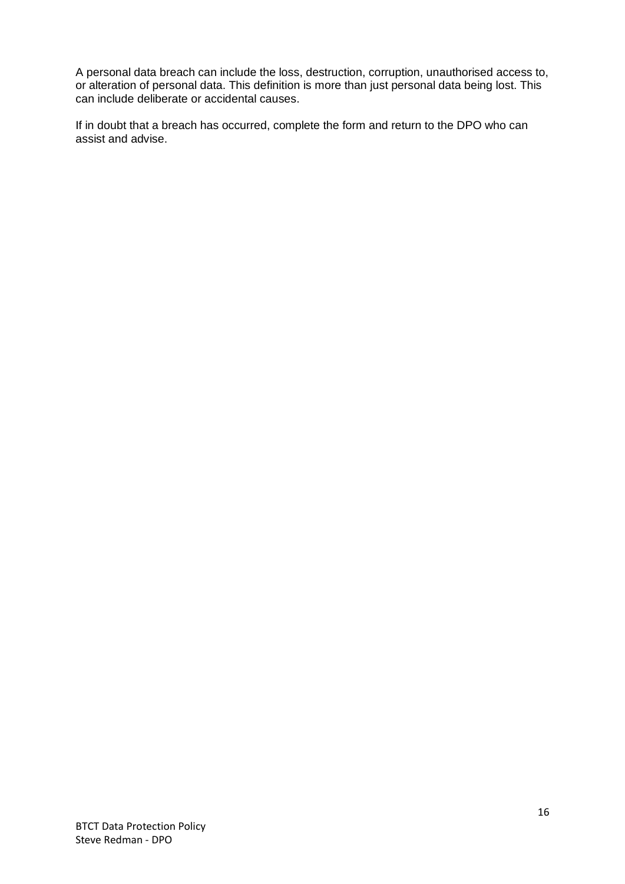A personal data breach can include the loss, destruction, corruption, unauthorised access to, or alteration of personal data. This definition is more than just personal data being lost. This can include deliberate or accidental causes.

If in doubt that a breach has occurred, complete the form and return to the DPO who can assist and advise.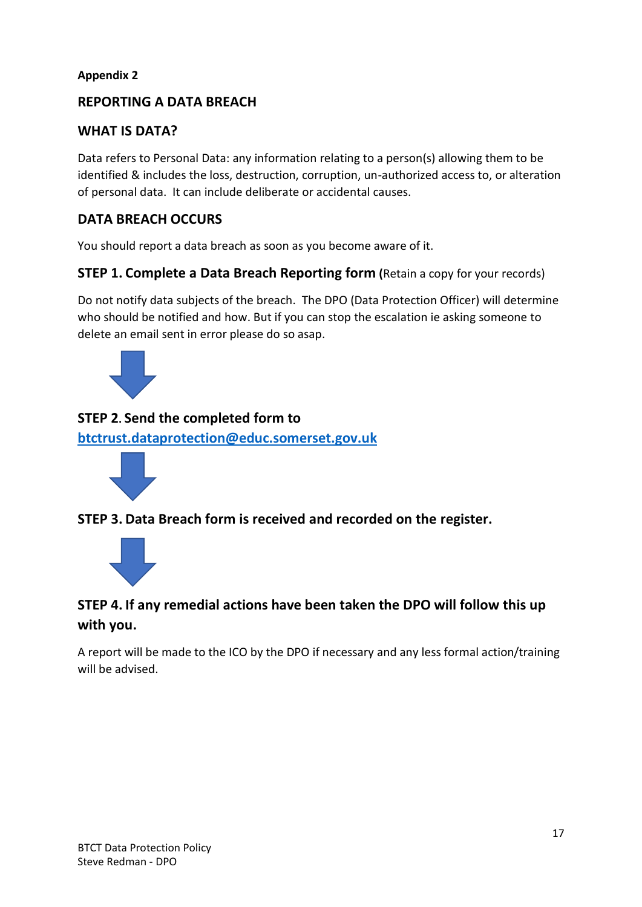**Appendix 2**

## REPORTING A DATA BREACH

## WHAT IS DATA?

Data refers to Personal Data: any information relating to a person(s) allowing them to be identified & includes the loss, destruction, corruption, un-authorized access to, or alteration of personal data. It can include deliberate or accidental causes.

## DATA BREACH OCCURS

You should report a data breach as soon as you become aware of it.

### STEP 1. Complete a Data Breach Reporting form (Retain a copy for your records)

Do not notify data subjects of the breach. The DPO (Data Protection Officer) will determine who should be notified and how. But if you can stop the escalation ie asking someone to delete an email sent in error please do so asap.

### STEP 2. Send the completed form to btctrust.dataprotection@educ.somerset.gov.uk

### STEP 3. Data Breach form is received and recorded on the register.

### STEP 4. If any remedial actions have been taken the DPO will follow this up with you.

A report will be made to the ICO by the DPO if necessary and any less formal action/training will be advised.